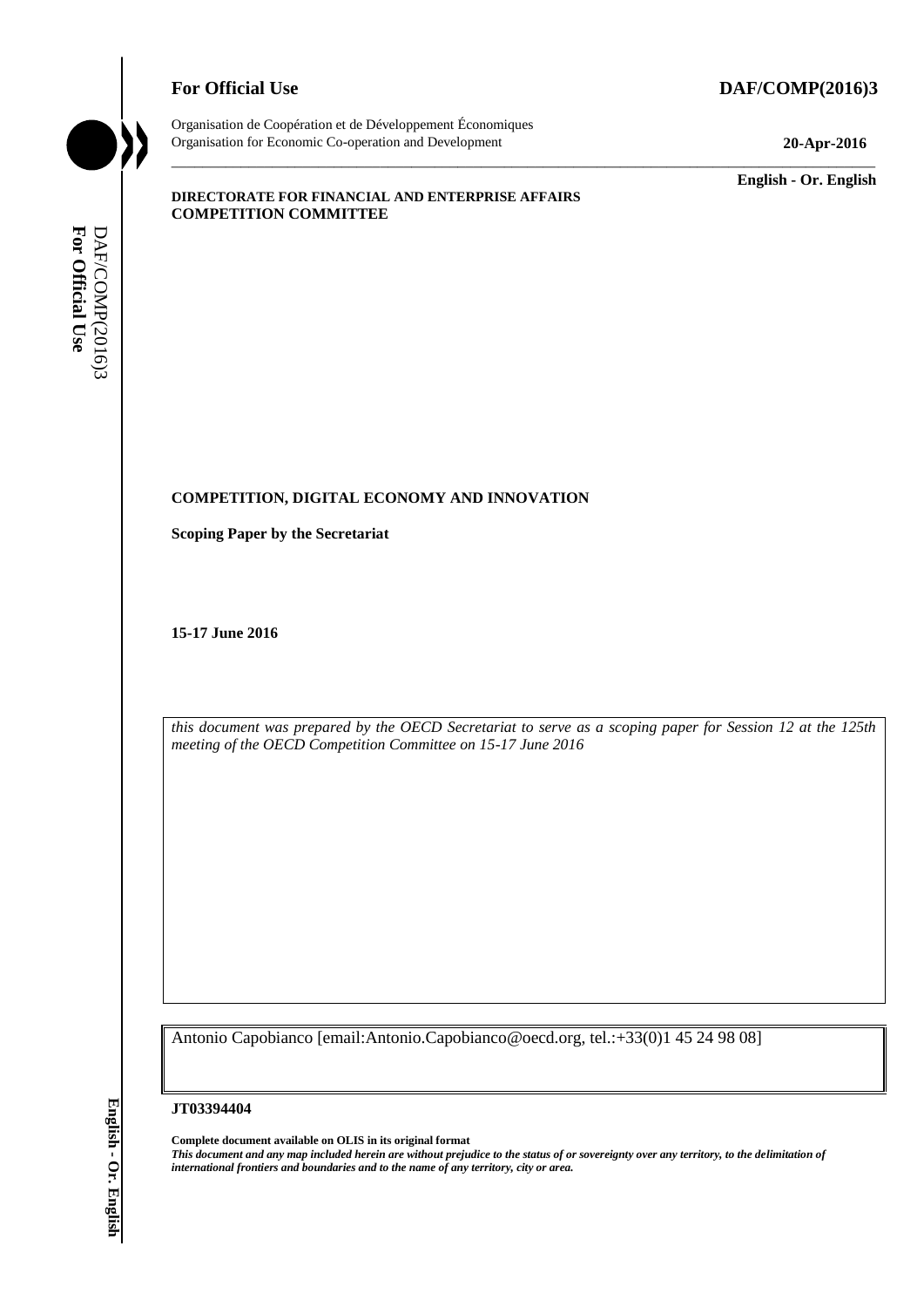**For Official Use** **DAF/COMP(2016)3**

Organisation de Coopération et de Développement Économiques
Organisation for Economic Co-operation and Development

**20-Apr-2016**

**English - Or. English**

**DIRECTORATE FOR FINANCIAL AND ENTERPRISE AFFAIRS**
**COMPETITION COMMITTEE**

# COMPETITION, DIGITAL ECONOMY AND INNOVATION

**Scoping Paper by the Secretariat**

**15-17 June 2016**

*this document was prepared by the OECD Secretariat to serve as a scoping paper for Session 12 at the 125th meeting of the OECD Competition Committee on 15-17 June 2016*

Antonio Capobianco [email:Antonio.Capobianco@oecd.org, tel.:+33(0)1 45 24 98 08]

**JT03394404**

**Complete document available on OLIS in its original format**
***This document and any map included herein are without prejudice to the status of or sovereignty over any territory, to the delimitation of international frontiers and boundaries and to the name of any territory, city or area.***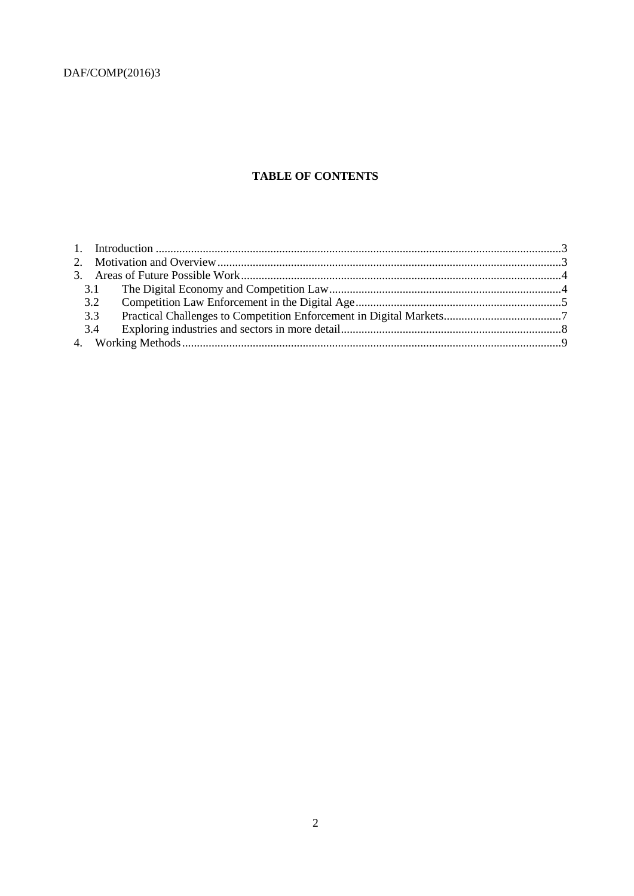**TABLE OF CONTENTS**

1. Introduction ....................................................................................................3
2. Motivation and Overview ..............................................................................3
3. Areas of Future Possible Work ......................................................................4
   - 3.1 The Digital Economy and Competition Law ..........................................4
   - 3.2 Competition Law Enforcement in the Digital Age ..................................5
   - 3.3 Practical Challenges to Competition Enforcement in Digital Markets ....7
   - 3.4 Exploring industries and sectors in more detail ......................................8
4. Working Methods ..........................................................................................9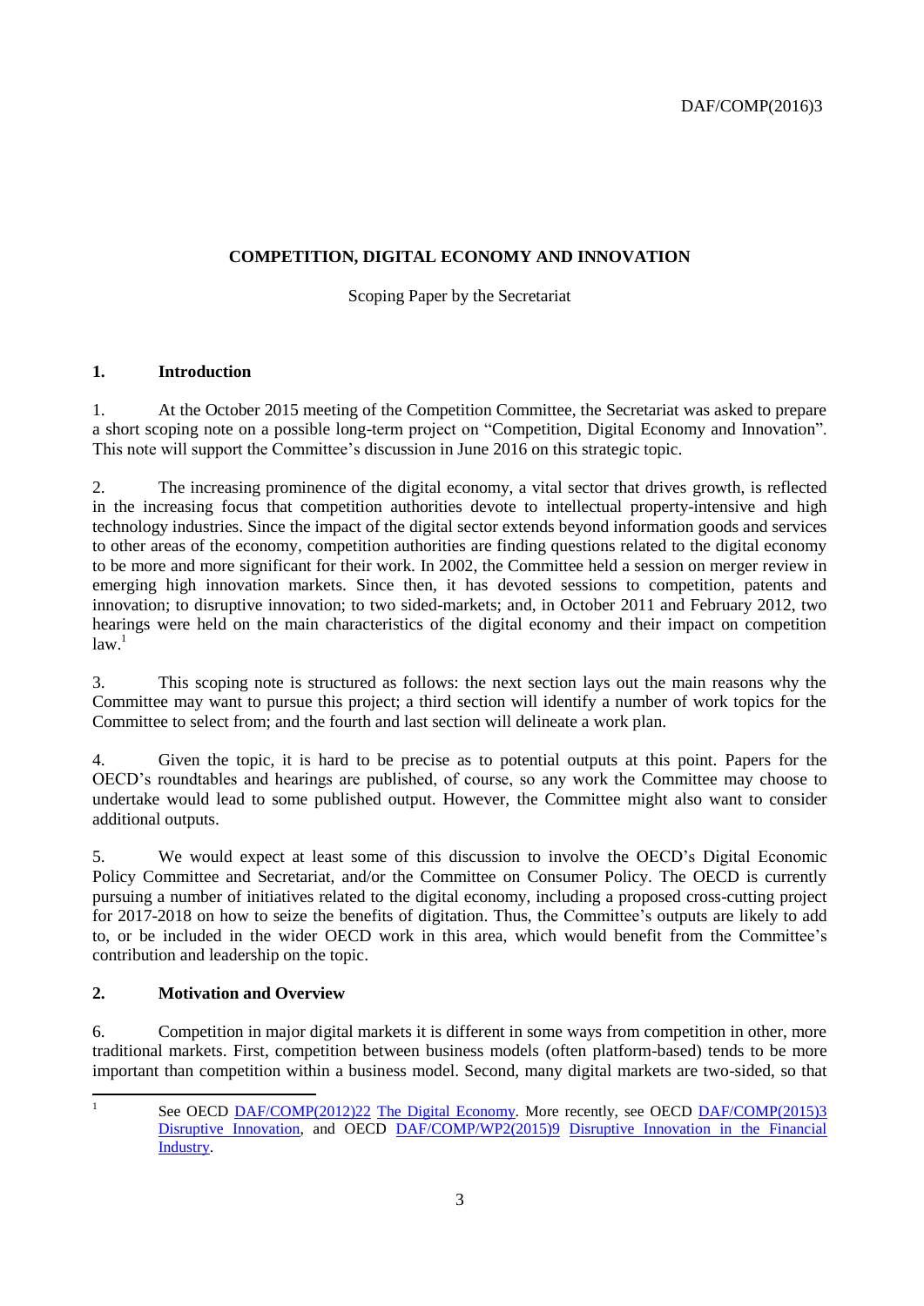# COMPETITION, DIGITAL ECONOMY AND INNOVATION

Scoping Paper by the Secretariat

## 1. Introduction

1. At the October 2015 meeting of the Competition Committee, the Secretariat was asked to prepare a short scoping note on a possible long-term project on "Competition, Digital Economy and Innovation". This note will support the Committee's discussion in June 2016 on this strategic topic.

2. The increasing prominence of the digital economy, a vital sector that drives growth, is reflected in the increasing focus that competition authorities devote to intellectual property-intensive and high technology industries. Since the impact of the digital sector extends beyond information goods and services to other areas of the economy, competition authorities are finding questions related to the digital economy to be more and more significant for their work. In 2002, the Committee held a session on merger review in emerging high innovation markets. Since then, it has devoted sessions to competition, patents and innovation; to disruptive innovation; to two sided-markets; and, in October 2011 and February 2012, two hearings were held on the main characteristics of the digital economy and their impact on competition law.[1]

3. This scoping note is structured as follows: the next section lays out the main reasons why the Committee may want to pursue this project; a third section will identify a number of work topics for the Committee to select from; and the fourth and last section will delineate a work plan.

4. Given the topic, it is hard to be precise as to potential outputs at this point. Papers for the OECD's roundtables and hearings are published, of course, so any work the Committee may choose to undertake would lead to some published output. However, the Committee might also want to consider additional outputs.

5. We would expect at least some of this discussion to involve the OECD's Digital Economic Policy Committee and Secretariat, and/or the Committee on Consumer Policy. The OECD is currently pursuing a number of initiatives related to the digital economy, including a proposed cross-cutting project for 2017-2018 on how to seize the benefits of digitation. Thus, the Committee's outputs are likely to add to, or be included in the wider OECD work in this area, which would benefit from the Committee's contribution and leadership on the topic.

## 2. Motivation and Overview

6. Competition in major digital markets it is different in some ways from competition in other, more traditional markets. First, competition between business models (often platform-based) tends to be more important than competition within a business model. Second, many digital markets are two-sided, so that

[1] See OECD DAF/COMP(2012)22 The Digital Economy. More recently, see OECD DAF/COMP(2015)3 Disruptive Innovation, and OECD DAF/COMP/WP2(2015)9 Disruptive Innovation in the Financial Industry.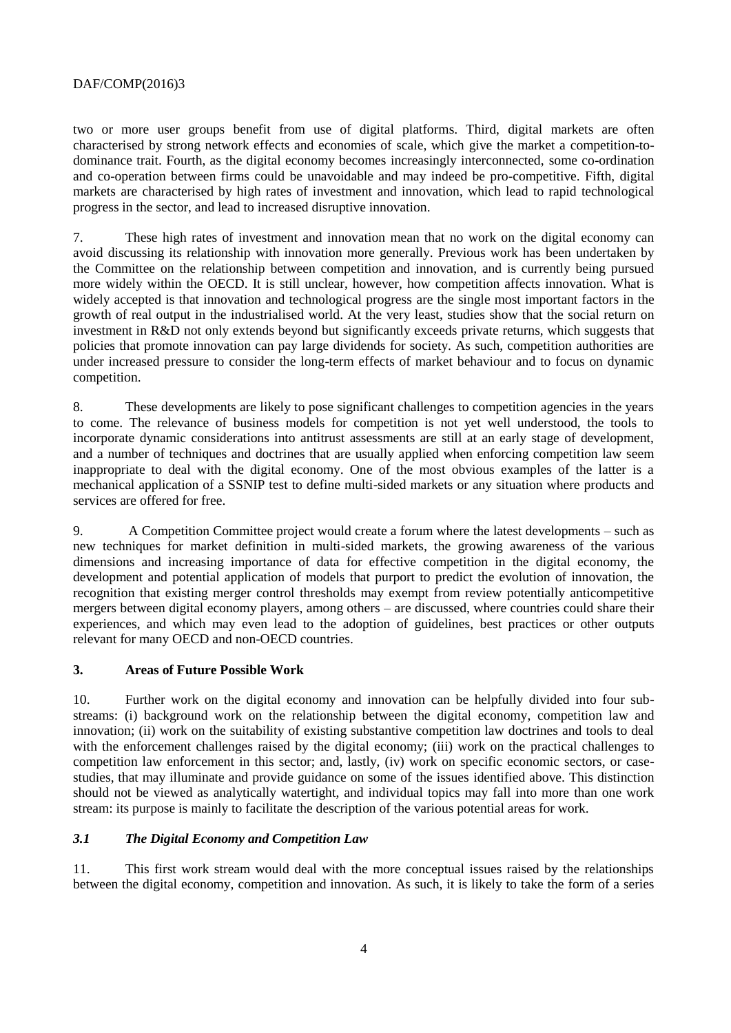two or more user groups benefit from use of digital platforms. Third, digital markets are often characterised by strong network effects and economies of scale, which give the market a competition-to-dominance trait. Fourth, as the digital economy becomes increasingly interconnected, some co-ordination and co-operation between firms could be unavoidable and may indeed be pro-competitive. Fifth, digital markets are characterised by high rates of investment and innovation, which lead to rapid technological progress in the sector, and lead to increased disruptive innovation.

7. These high rates of investment and innovation mean that no work on the digital economy can avoid discussing its relationship with innovation more generally. Previous work has been undertaken by the Committee on the relationship between competition and innovation, and is currently being pursued more widely within the OECD. It is still unclear, however, how competition affects innovation. What is widely accepted is that innovation and technological progress are the single most important factors in the growth of real output in the industrialised world. At the very least, studies show that the social return on investment in R&D not only extends beyond but significantly exceeds private returns, which suggests that policies that promote innovation can pay large dividends for society. As such, competition authorities are under increased pressure to consider the long-term effects of market behaviour and to focus on dynamic competition.

8. These developments are likely to pose significant challenges to competition agencies in the years to come. The relevance of business models for competition is not yet well understood, the tools to incorporate dynamic considerations into antitrust assessments are still at an early stage of development, and a number of techniques and doctrines that are usually applied when enforcing competition law seem inappropriate to deal with the digital economy. One of the most obvious examples of the latter is a mechanical application of a SSNIP test to define multi-sided markets or any situation where products and services are offered for free.

9. A Competition Committee project would create a forum where the latest developments – such as new techniques for market definition in multi-sided markets, the growing awareness of the various dimensions and increasing importance of data for effective competition in the digital economy, the development and potential application of models that purport to predict the evolution of innovation, the recognition that existing merger control thresholds may exempt from review potentially anticompetitive mergers between digital economy players, among others – are discussed, where countries could share their experiences, and which may even lead to the adoption of guidelines, best practices or other outputs relevant for many OECD and non-OECD countries.

## 3. Areas of Future Possible Work

10. Further work on the digital economy and innovation can be helpfully divided into four sub-streams: (i) background work on the relationship between the digital economy, competition law and innovation; (ii) work on the suitability of existing substantive competition law doctrines and tools to deal with the enforcement challenges raised by the digital economy; (iii) work on the practical challenges to competition law enforcement in this sector; and, lastly, (iv) work on specific economic sectors, or case-studies, that may illuminate and provide guidance on some of the issues identified above. This distinction should not be viewed as analytically watertight, and individual topics may fall into more than one work stream: its purpose is mainly to facilitate the description of the various potential areas for work.

### *3.1 The Digital Economy and Competition Law*

11. This first work stream would deal with the more conceptual issues raised by the relationships between the digital economy, competition and innovation. As such, it is likely to take the form of a series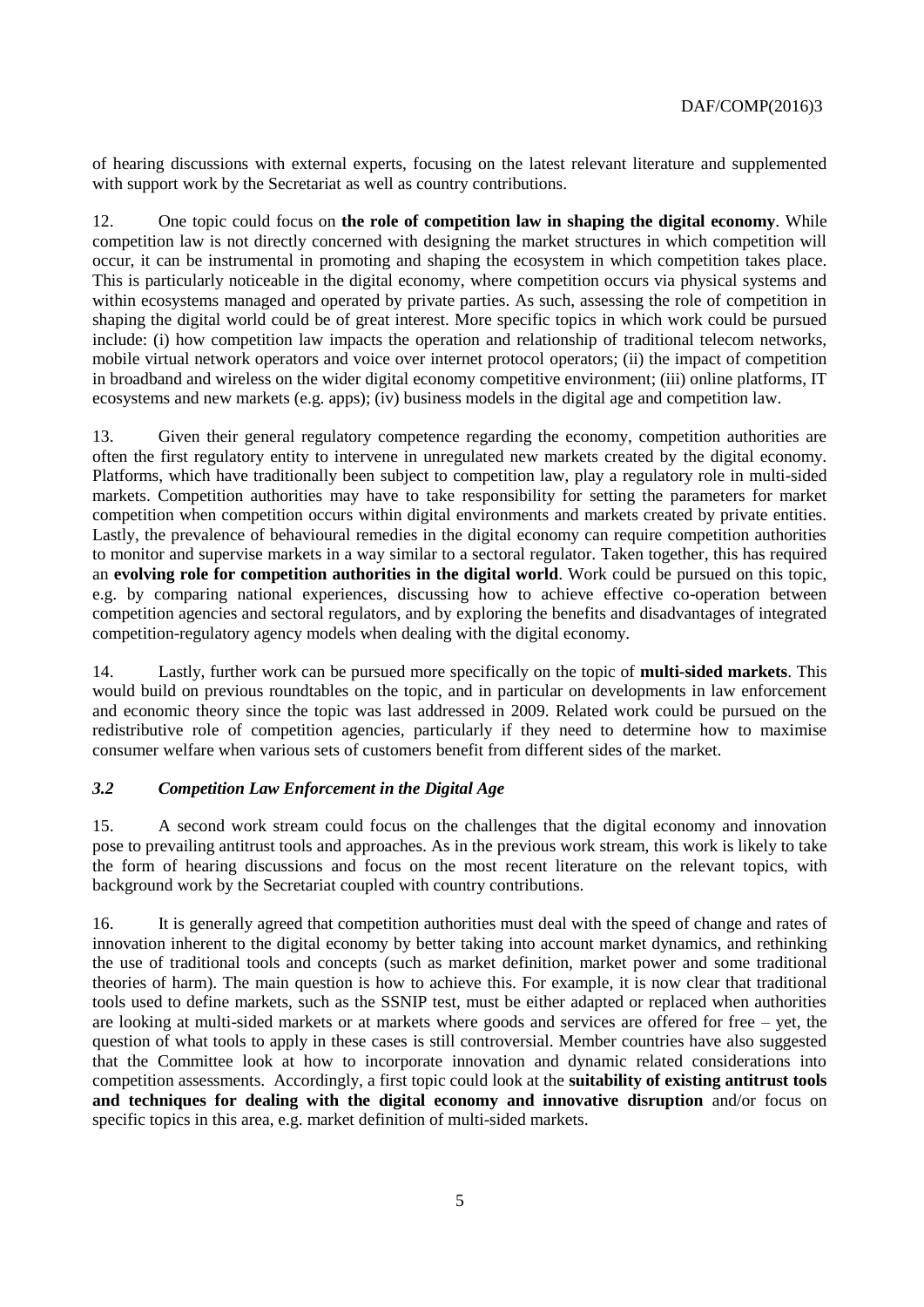of hearing discussions with external experts, focusing on the latest relevant literature and supplemented with support work by the Secretariat as well as country contributions.

12. One topic could focus on **the role of competition law in shaping the digital economy**. While competition law is not directly concerned with designing the market structures in which competition will occur, it can be instrumental in promoting and shaping the ecosystem in which competition takes place. This is particularly noticeable in the digital economy, where competition occurs via physical systems and within ecosystems managed and operated by private parties. As such, assessing the role of competition in shaping the digital world could be of great interest. More specific topics in which work could be pursued include: (i) how competition law impacts the operation and relationship of traditional telecom networks, mobile virtual network operators and voice over internet protocol operators; (ii) the impact of competition in broadband and wireless on the wider digital economy competitive environment; (iii) online platforms, IT ecosystems and new markets (e.g. apps); (iv) business models in the digital age and competition law.

13. Given their general regulatory competence regarding the economy, competition authorities are often the first regulatory entity to intervene in unregulated new markets created by the digital economy. Platforms, which have traditionally been subject to competition law, play a regulatory role in multi-sided markets. Competition authorities may have to take responsibility for setting the parameters for market competition when competition occurs within digital environments and markets created by private entities. Lastly, the prevalence of behavioural remedies in the digital economy can require competition authorities to monitor and supervise markets in a way similar to a sectoral regulator. Taken together, this has required an **evolving role for competition authorities in the digital world**. Work could be pursued on this topic, e.g. by comparing national experiences, discussing how to achieve effective co-operation between competition agencies and sectoral regulators, and by exploring the benefits and disadvantages of integrated competition-regulatory agency models when dealing with the digital economy.

14. Lastly, further work can be pursued more specifically on the topic of **multi-sided markets**. This would build on previous roundtables on the topic, and in particular on developments in law enforcement and economic theory since the topic was last addressed in 2009. Related work could be pursued on the redistributive role of competition agencies, particularly if they need to determine how to maximise consumer welfare when various sets of customers benefit from different sides of the market.

### *3.2 Competition Law Enforcement in the Digital Age*

15. A second work stream could focus on the challenges that the digital economy and innovation pose to prevailing antitrust tools and approaches. As in the previous work stream, this work is likely to take the form of hearing discussions and focus on the most recent literature on the relevant topics, with background work by the Secretariat coupled with country contributions.

16. It is generally agreed that competition authorities must deal with the speed of change and rates of innovation inherent to the digital economy by better taking into account market dynamics, and rethinking the use of traditional tools and concepts (such as market definition, market power and some traditional theories of harm). The main question is how to achieve this. For example, it is now clear that traditional tools used to define markets, such as the SSNIP test, must be either adapted or replaced when authorities are looking at multi-sided markets or at markets where goods and services are offered for free – yet, the question of what tools to apply in these cases is still controversial. Member countries have also suggested that the Committee look at how to incorporate innovation and dynamic related considerations into competition assessments. Accordingly, a first topic could look at the **suitability of existing antitrust tools and techniques for dealing with the digital economy and innovative disruption** and/or focus on specific topics in this area, e.g. market definition of multi-sided markets.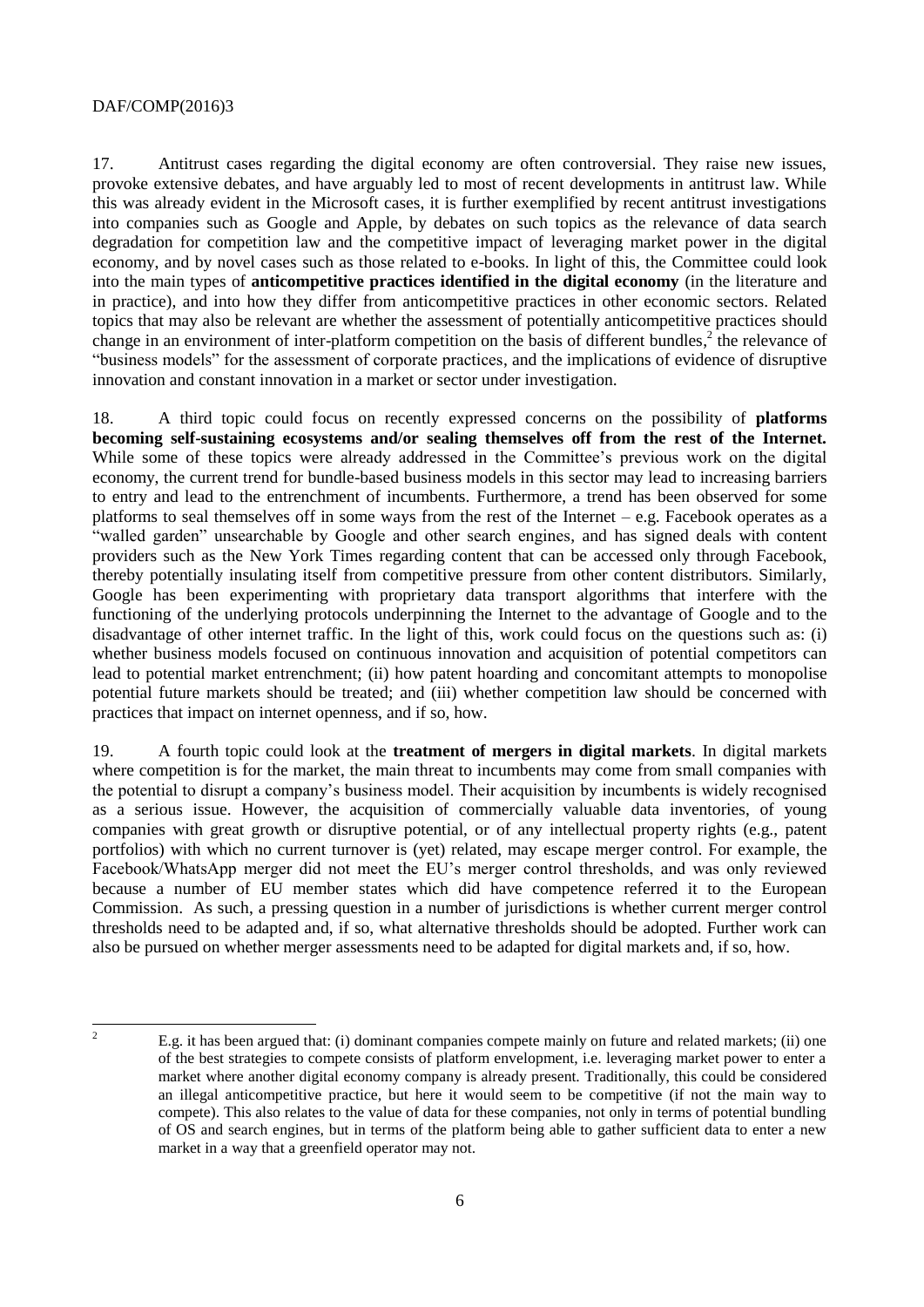17. Antitrust cases regarding the digital economy are often controversial. They raise new issues, provoke extensive debates, and have arguably led to most of recent developments in antitrust law. While this was already evident in the Microsoft cases, it is further exemplified by recent antitrust investigations into companies such as Google and Apple, by debates on such topics as the relevance of data search degradation for competition law and the competitive impact of leveraging market power in the digital economy, and by novel cases such as those related to e-books. In light of this, the Committee could look into the main types of **anticompetitive practices identified in the digital economy** (in the literature and in practice), and into how they differ from anticompetitive practices in other economic sectors. Related topics that may also be relevant are whether the assessment of potentially anticompetitive practices should change in an environment of inter-platform competition on the basis of different bundles,[2] the relevance of "business models" for the assessment of corporate practices, and the implications of evidence of disruptive innovation and constant innovation in a market or sector under investigation.

18. A third topic could focus on recently expressed concerns on the possibility of **platforms becoming self-sustaining ecosystems and/or sealing themselves off from the rest of the Internet.** While some of these topics were already addressed in the Committee's previous work on the digital economy, the current trend for bundle-based business models in this sector may lead to increasing barriers to entry and lead to the entrenchment of incumbents. Furthermore, a trend has been observed for some platforms to seal themselves off in some ways from the rest of the Internet – e.g. Facebook operates as a "walled garden" unsearchable by Google and other search engines, and has signed deals with content providers such as the New York Times regarding content that can be accessed only through Facebook, thereby potentially insulating itself from competitive pressure from other content distributors. Similarly, Google has been experimenting with proprietary data transport algorithms that interfere with the functioning of the underlying protocols underpinning the Internet to the advantage of Google and to the disadvantage of other internet traffic. In the light of this, work could focus on the questions such as: (i) whether business models focused on continuous innovation and acquisition of potential competitors can lead to potential market entrenchment; (ii) how patent hoarding and concomitant attempts to monopolise potential future markets should be treated; and (iii) whether competition law should be concerned with practices that impact on internet openness, and if so, how.

19. A fourth topic could look at the **treatment of mergers in digital markets**. In digital markets where competition is for the market, the main threat to incumbents may come from small companies with the potential to disrupt a company's business model. Their acquisition by incumbents is widely recognised as a serious issue. However, the acquisition of commercially valuable data inventories, of young companies with great growth or disruptive potential, or of any intellectual property rights (e.g., patent portfolios) with which no current turnover is (yet) related, may escape merger control. For example, the Facebook/WhatsApp merger did not meet the EU's merger control thresholds, and was only reviewed because a number of EU member states which did have competence referred it to the European Commission. As such, a pressing question in a number of jurisdictions is whether current merger control thresholds need to be adapted and, if so, what alternative thresholds should be adopted. Further work can also be pursued on whether merger assessments need to be adapted for digital markets and, if so, how.

---

[2] E.g. it has been argued that: (i) dominant companies compete mainly on future and related markets; (ii) one of the best strategies to compete consists of platform envelopment, i.e. leveraging market power to enter a market where another digital economy company is already present. Traditionally, this could be considered an illegal anticompetitive practice, but here it would seem to be competitive (if not the main way to compete). This also relates to the value of data for these companies, not only in terms of potential bundling of OS and search engines, but in terms of the platform being able to gather sufficient data to enter a new market in a way that a greenfield operator may not.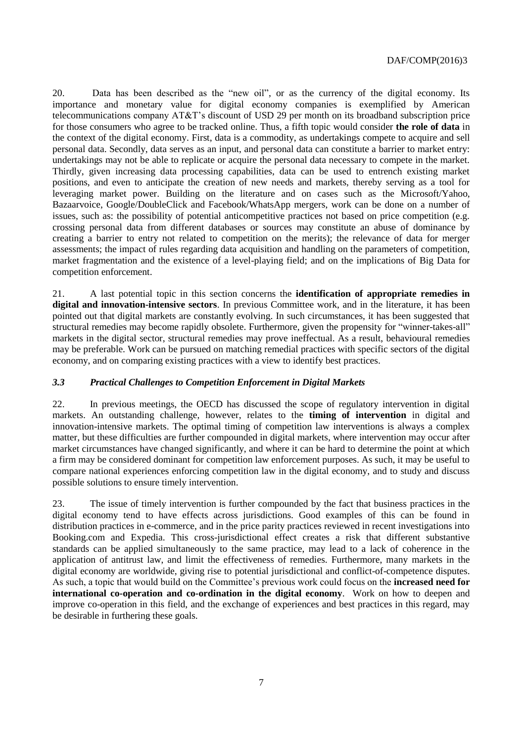20. Data has been described as the "new oil", or as the currency of the digital economy. Its importance and monetary value for digital economy companies is exemplified by American telecommunications company AT&T's discount of USD 29 per month on its broadband subscription price for those consumers who agree to be tracked online. Thus, a fifth topic would consider **the role of data** in the context of the digital economy. First, data is a commodity, as undertakings compete to acquire and sell personal data. Secondly, data serves as an input, and personal data can constitute a barrier to market entry: undertakings may not be able to replicate or acquire the personal data necessary to compete in the market. Thirdly, given increasing data processing capabilities, data can be used to entrench existing market positions, and even to anticipate the creation of new needs and markets, thereby serving as a tool for leveraging market power. Building on the literature and on cases such as the Microsoft/Yahoo, Bazaarvoice, Google/DoubleClick and Facebook/WhatsApp mergers, work can be done on a number of issues, such as: the possibility of potential anticompetitive practices not based on price competition (e.g. crossing personal data from different databases or sources may constitute an abuse of dominance by creating a barrier to entry not related to competition on the merits); the relevance of data for merger assessments; the impact of rules regarding data acquisition and handling on the parameters of competition, market fragmentation and the existence of a level-playing field; and on the implications of Big Data for competition enforcement.

21. A last potential topic in this section concerns the **identification of appropriate remedies in digital and innovation-intensive sectors**. In previous Committee work, and in the literature, it has been pointed out that digital markets are constantly evolving. In such circumstances, it has been suggested that structural remedies may become rapidly obsolete. Furthermore, given the propensity for "winner-takes-all" markets in the digital sector, structural remedies may prove ineffectual. As a result, behavioural remedies may be preferable. Work can be pursued on matching remedial practices with specific sectors of the digital economy, and on comparing existing practices with a view to identify best practices.

### *3.3 Practical Challenges to Competition Enforcement in Digital Markets*

22. In previous meetings, the OECD has discussed the scope of regulatory intervention in digital markets. An outstanding challenge, however, relates to the **timing of intervention** in digital and innovation-intensive markets. The optimal timing of competition law interventions is always a complex matter, but these difficulties are further compounded in digital markets, where intervention may occur after market circumstances have changed significantly, and where it can be hard to determine the point at which a firm may be considered dominant for competition law enforcement purposes. As such, it may be useful to compare national experiences enforcing competition law in the digital economy, and to study and discuss possible solutions to ensure timely intervention.

23. The issue of timely intervention is further compounded by the fact that business practices in the digital economy tend to have effects across jurisdictions. Good examples of this can be found in distribution practices in e-commerce, and in the price parity practices reviewed in recent investigations into Booking.com and Expedia. This cross-jurisdictional effect creates a risk that different substantive standards can be applied simultaneously to the same practice, may lead to a lack of coherence in the application of antitrust law, and limit the effectiveness of remedies. Furthermore, many markets in the digital economy are worldwide, giving rise to potential jurisdictional and conflict-of-competence disputes. As such, a topic that would build on the Committee's previous work could focus on the **increased need for international co-operation and co-ordination in the digital economy**. Work on how to deepen and improve co-operation in this field, and the exchange of experiences and best practices in this regard, may be desirable in furthering these goals.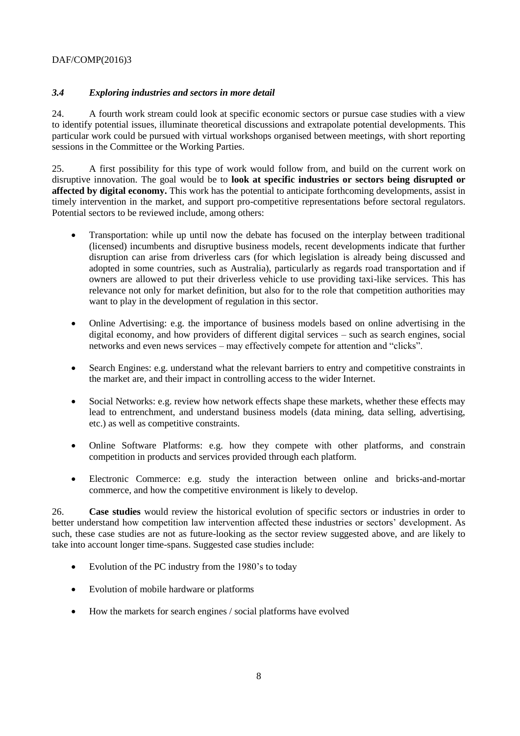### *3.4 Exploring industries and sectors in more detail*

24. A fourth work stream could look at specific economic sectors or pursue case studies with a view to identify potential issues, illuminate theoretical discussions and extrapolate potential developments. This particular work could be pursued with virtual workshops organised between meetings, with short reporting sessions in the Committee or the Working Parties.

25. A first possibility for this type of work would follow from, and build on the current work on disruptive innovation. The goal would be to **look at specific industries or sectors being disrupted or affected by digital economy.** This work has the potential to anticipate forthcoming developments, assist in timely intervention in the market, and support pro-competitive representations before sectoral regulators. Potential sectors to be reviewed include, among others:

- Transportation: while up until now the debate has focused on the interplay between traditional (licensed) incumbents and disruptive business models, recent developments indicate that further disruption can arise from driverless cars (for which legislation is already being discussed and adopted in some countries, such as Australia), particularly as regards road transportation and if owners are allowed to put their driverless vehicle to use providing taxi-like services. This has relevance not only for market definition, but also for to the role that competition authorities may want to play in the development of regulation in this sector.
- Online Advertising: e.g. the importance of business models based on online advertising in the digital economy, and how providers of different digital services – such as search engines, social networks and even news services – may effectively compete for attention and "clicks".
- Search Engines: e.g. understand what the relevant barriers to entry and competitive constraints in the market are, and their impact in controlling access to the wider Internet.
- Social Networks: e.g. review how network effects shape these markets, whether these effects may lead to entrenchment, and understand business models (data mining, data selling, advertising, etc.) as well as competitive constraints.
- Online Software Platforms: e.g. how they compete with other platforms, and constrain competition in products and services provided through each platform.
- Electronic Commerce: e.g. study the interaction between online and bricks-and-mortar commerce, and how the competitive environment is likely to develop.

26. **Case studies** would review the historical evolution of specific sectors or industries in order to better understand how competition law intervention affected these industries or sectors' development. As such, these case studies are not as future-looking as the sector review suggested above, and are likely to take into account longer time-spans. Suggested case studies include:

- Evolution of the PC industry from the 1980's to today
- Evolution of mobile hardware or platforms
- How the markets for search engines / social platforms have evolved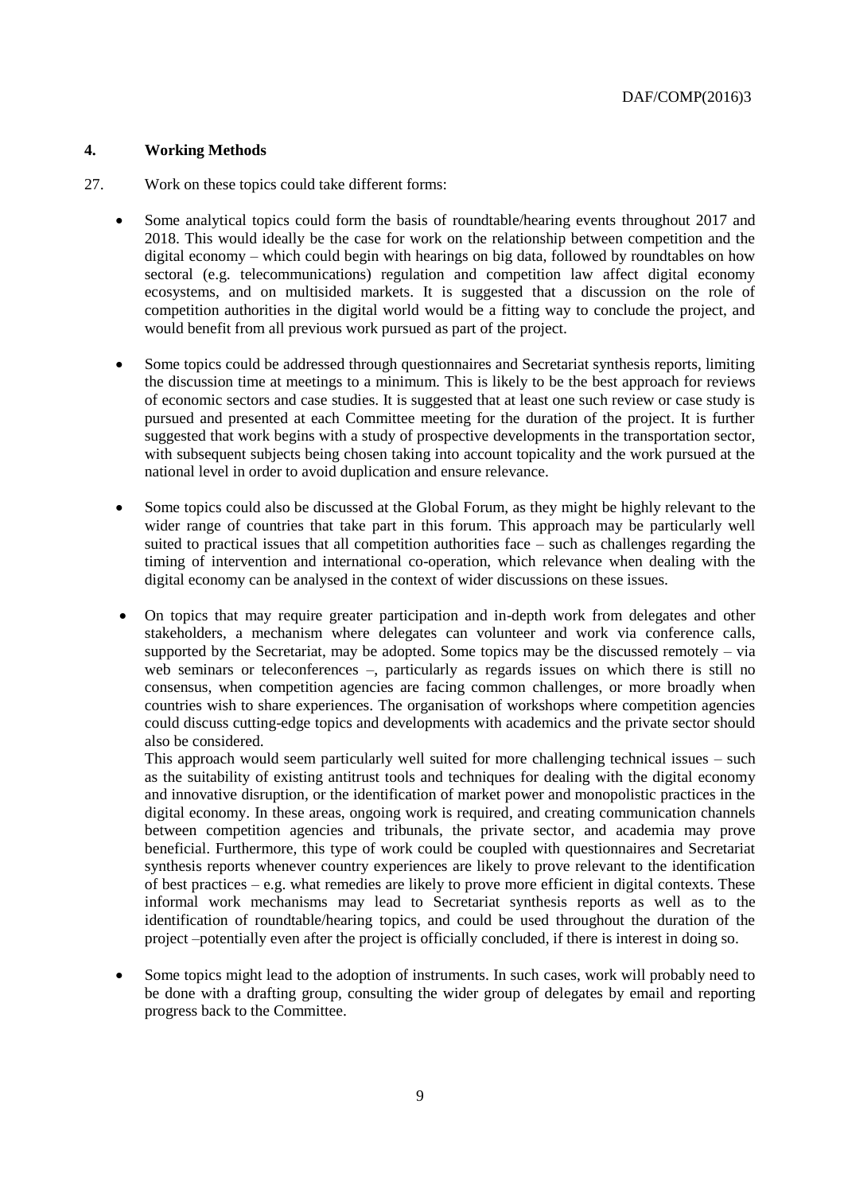#### 4. Working Methods

27. Work on these topics could take different forms:

- Some analytical topics could form the basis of roundtable/hearing events throughout 2017 and 2018. This would ideally be the case for work on the relationship between competition and the digital economy – which could begin with hearings on big data, followed by roundtables on how sectoral (e.g. telecommunications) regulation and competition law affect digital economy ecosystems, and on multisided markets. It is suggested that a discussion on the role of competition authorities in the digital world would be a fitting way to conclude the project, and would benefit from all previous work pursued as part of the project.

- Some topics could be addressed through questionnaires and Secretariat synthesis reports, limiting the discussion time at meetings to a minimum. This is likely to be the best approach for reviews of economic sectors and case studies. It is suggested that at least one such review or case study is pursued and presented at each Committee meeting for the duration of the project. It is further suggested that work begins with a study of prospective developments in the transportation sector, with subsequent subjects being chosen taking into account topicality and the work pursued at the national level in order to avoid duplication and ensure relevance.

- Some topics could also be discussed at the Global Forum, as they might be highly relevant to the wider range of countries that take part in this forum. This approach may be particularly well suited to practical issues that all competition authorities face – such as challenges regarding the timing of intervention and international co-operation, which relevance when dealing with the digital economy can be analysed in the context of wider discussions on these issues.

- On topics that may require greater participation and in-depth work from delegates and other stakeholders, a mechanism where delegates can volunteer and work via conference calls, supported by the Secretariat, may be adopted. Some topics may be the discussed remotely – via web seminars or teleconferences –, particularly as regards issues on which there is still no consensus, when competition agencies are facing common challenges, or more broadly when countries wish to share experiences. The organisation of workshops where competition agencies could discuss cutting-edge topics and developments with academics and the private sector should also be considered.

  This approach would seem particularly well suited for more challenging technical issues – such as the suitability of existing antitrust tools and techniques for dealing with the digital economy and innovative disruption, or the identification of market power and monopolistic practices in the digital economy. In these areas, ongoing work is required, and creating communication channels between competition agencies and tribunals, the private sector, and academia may prove beneficial. Furthermore, this type of work could be coupled with questionnaires and Secretariat synthesis reports whenever country experiences are likely to prove relevant to the identification of best practices – e.g. what remedies are likely to prove more efficient in digital contexts. These informal work mechanisms may lead to Secretariat synthesis reports as well as to the identification of roundtable/hearing topics, and could be used throughout the duration of the project –potentially even after the project is officially concluded, if there is interest in doing so.

- Some topics might lead to the adoption of instruments. In such cases, work will probably need to be done with a drafting group, consulting the wider group of delegates by email and reporting progress back to the Committee.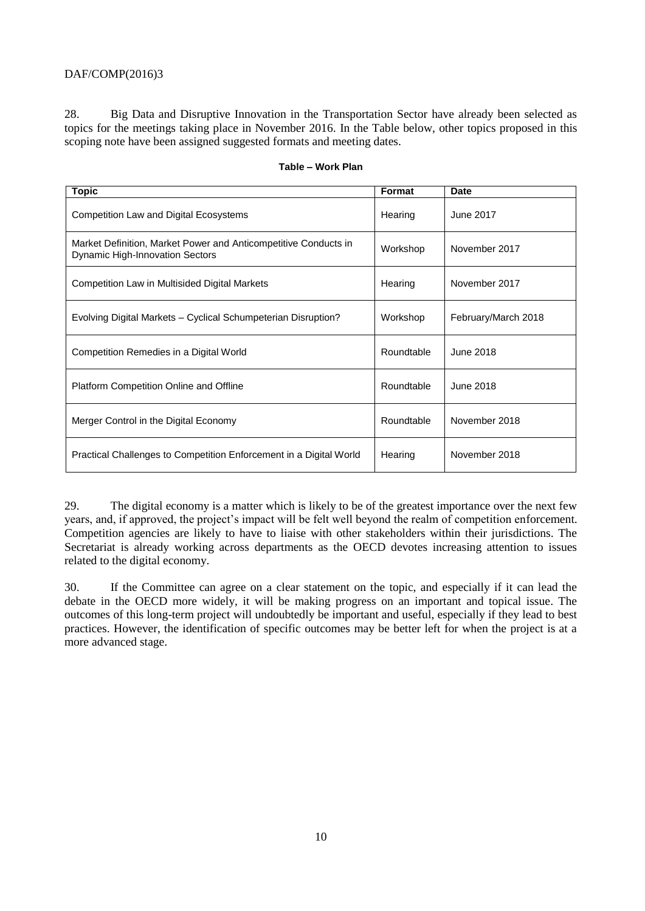28. Big Data and Disruptive Innovation in the Transportation Sector have already been selected as topics for the meetings taking place in November 2016. In the Table below, other topics proposed in this scoping note have been assigned suggested formats and meeting dates.

**Table – Work Plan**

| Topic | Format | Date |
|---|---|---|
| Competition Law and Digital Ecosystems | Hearing | June 2017 |
| Market Definition, Market Power and Anticompetitive Conducts in Dynamic High-Innovation Sectors | Workshop | November 2017 |
| Competition Law in Multisided Digital Markets | Hearing | November 2017 |
| Evolving Digital Markets – Cyclical Schumpeterian Disruption? | Workshop | February/March 2018 |
| Competition Remedies in a Digital World | Roundtable | June 2018 |
| Platform Competition Online and Offline | Roundtable | June 2018 |
| Merger Control in the Digital Economy | Roundtable | November 2018 |
| Practical Challenges to Competition Enforcement in a Digital World | Hearing | November 2018 |

29. The digital economy is a matter which is likely to be of the greatest importance over the next few years, and, if approved, the project's impact will be felt well beyond the realm of competition enforcement. Competition agencies are likely to have to liaise with other stakeholders within their jurisdictions. The Secretariat is already working across departments as the OECD devotes increasing attention to issues related to the digital economy.

30. If the Committee can agree on a clear statement on the topic, and especially if it can lead the debate in the OECD more widely, it will be making progress on an important and topical issue. The outcomes of this long-term project will undoubtedly be important and useful, especially if they lead to best practices. However, the identification of specific outcomes may be better left for when the project is at a more advanced stage.